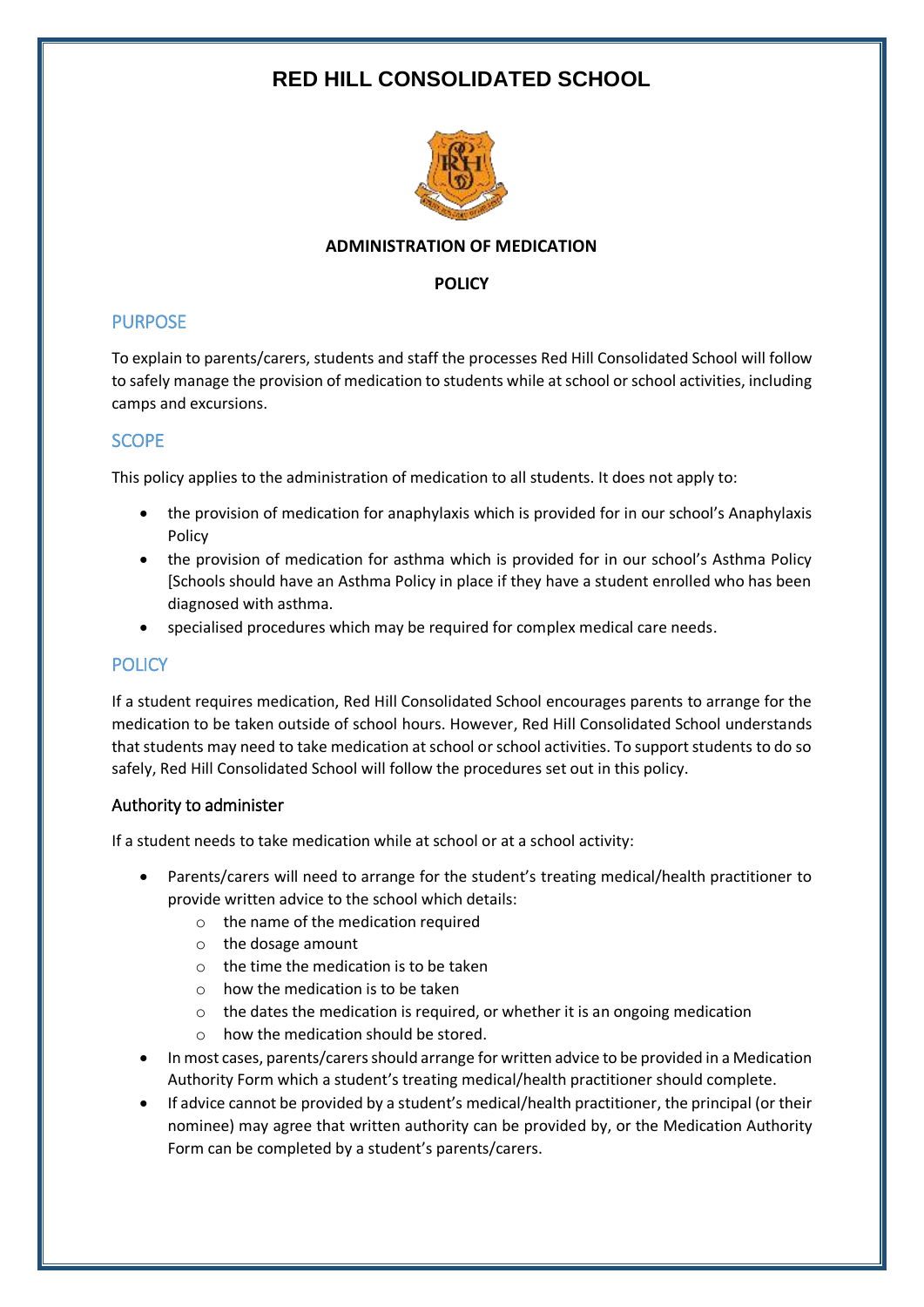# RED HILL CONSOLIDATED SCHOOL

**ADMINISTRATION OF MEDICATION**

**POLICY**

## PURPOSE

To explain to parents/carers, students and staff the processes Red Hill Consolidated School will follow to safely manage the provision of medication to students while at school or school activities, including camps and excursions.

## SCOPE

This policy applies to the administration of medication to all students. It does not apply to:

- the provision of medication for anaphylaxis which is provided for in our school's Anaphylaxis Policy
- the provision of medication for asthma which is provided for in our school's Asthma Policy [Schools should have an Asthma Policy in place if they have a student enrolled who has been diagnosed with asthma.
- specialised procedures which may be required for complex medical care needs.

## POLICY

If a student requires medication, Red Hill Consolidated School encourages parents to arrange for the medication to be taken outside of school hours. However, Red Hill Consolidated School understands that students may need to take medication at school or school activities. To support students to do so safely, Red Hill Consolidated School will follow the procedures set out in this policy.

### Authority to administer

If a student needs to take medication while at school or at a school activity:

- Parents/carers will need to arrange for the student's treating medical/health practitioner to provide written advice to the school which details:
  - the name of the medication required
  - the dosage amount
  - the time the medication is to be taken
  - how the medication is to be taken
  - the dates the medication is required, or whether it is an ongoing medication
  - how the medication should be stored.
- In most cases, parents/carers should arrange for written advice to be provided in a Medication Authority Form which a student's treating medical/health practitioner should complete.
- If advice cannot be provided by a student's medical/health practitioner, the principal (or their nominee) may agree that written authority can be provided by, or the Medication Authority Form can be completed by a student's parents/carers.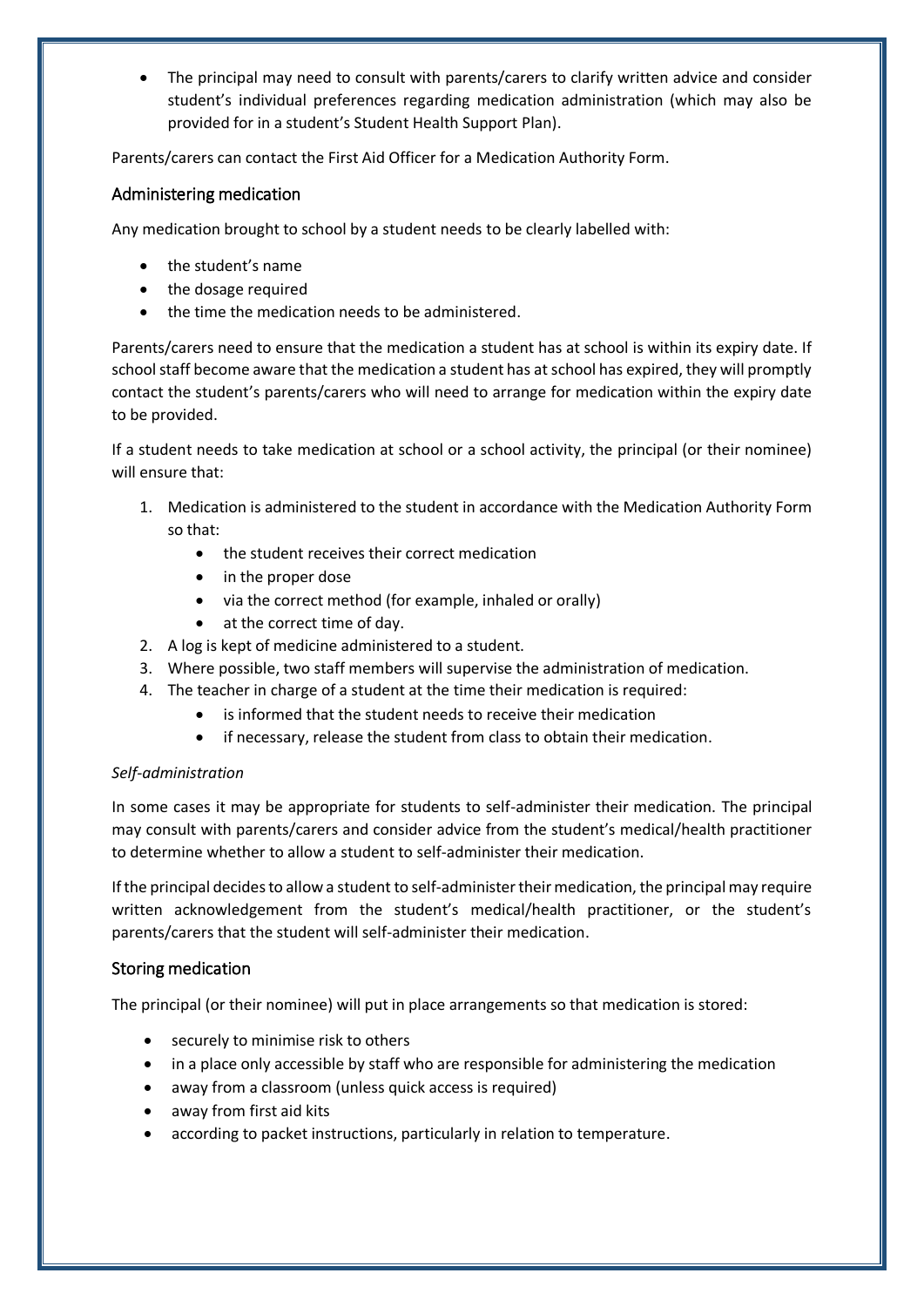- The principal may need to consult with parents/carers to clarify written advice and consider student's individual preferences regarding medication administration (which may also be provided for in a student's Student Health Support Plan).

Parents/carers can contact the First Aid Officer for a Medication Authority Form.

## Administering medication

Any medication brought to school by a student needs to be clearly labelled with:

- the student's name
- the dosage required
- the time the medication needs to be administered.

Parents/carers need to ensure that the medication a student has at school is within its expiry date. If school staff become aware that the medication a student has at school has expired, they will promptly contact the student's parents/carers who will need to arrange for medication within the expiry date to be provided.

If a student needs to take medication at school or a school activity, the principal (or their nominee) will ensure that:

1. Medication is administered to the student in accordance with the Medication Authority Form so that:
    - the student receives their correct medication
    - in the proper dose
    - via the correct method (for example, inhaled or orally)
    - at the correct time of day.
2. A log is kept of medicine administered to a student.
3. Where possible, two staff members will supervise the administration of medication.
4. The teacher in charge of a student at the time their medication is required:
    - is informed that the student needs to receive their medication
    - if necessary, release the student from class to obtain their medication.

*Self-administration*

In some cases it may be appropriate for students to self-administer their medication. The principal may consult with parents/carers and consider advice from the student's medical/health practitioner to determine whether to allow a student to self-administer their medication.

If the principal decides to allow a student to self-administer their medication, the principal may require written acknowledgement from the student's medical/health practitioner, or the student's parents/carers that the student will self-administer their medication.

## Storing medication

The principal (or their nominee) will put in place arrangements so that medication is stored:

- securely to minimise risk to others
- in a place only accessible by staff who are responsible for administering the medication
- away from a classroom (unless quick access is required)
- away from first aid kits
- according to packet instructions, particularly in relation to temperature.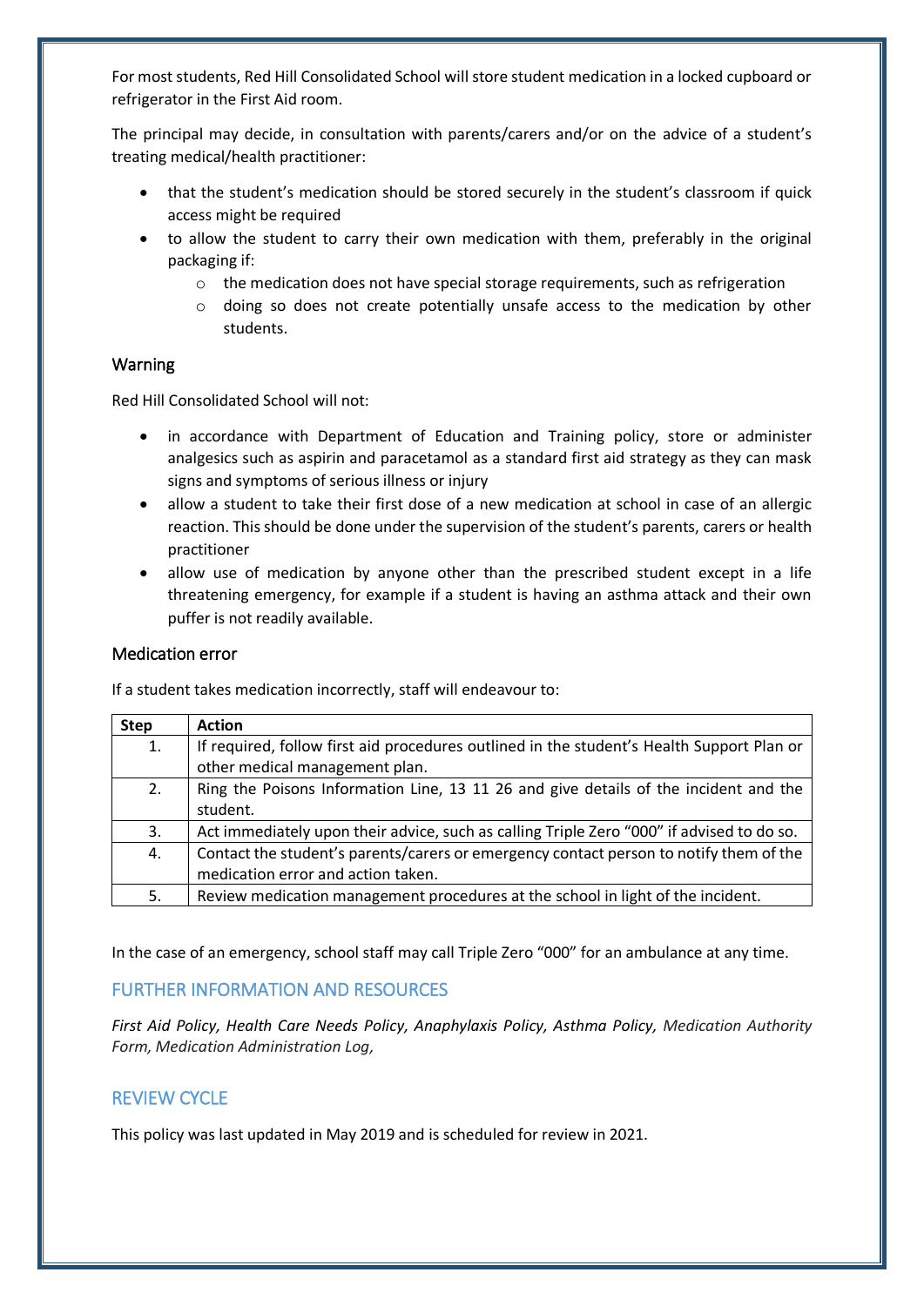For most students, Red Hill Consolidated School will store student medication in a locked cupboard or refrigerator in the First Aid room.

The principal may decide, in consultation with parents/carers and/or on the advice of a student's treating medical/health practitioner:

- that the student's medication should be stored securely in the student's classroom if quick access might be required
- to allow the student to carry their own medication with them, preferably in the original packaging if:
  - the medication does not have special storage requirements, such as refrigeration
  - doing so does not create potentially unsafe access to the medication by other students.

### Warning

Red Hill Consolidated School will not:

- in accordance with Department of Education and Training policy, store or administer analgesics such as aspirin and paracetamol as a standard first aid strategy as they can mask signs and symptoms of serious illness or injury
- allow a student to take their first dose of a new medication at school in case of an allergic reaction. This should be done under the supervision of the student's parents, carers or health practitioner
- allow use of medication by anyone other than the prescribed student except in a life threatening emergency, for example if a student is having an asthma attack and their own puffer is not readily available.

### Medication error

If a student takes medication incorrectly, staff will endeavour to:

| Step | Action |
|---|---|
| 1. | If required, follow first aid procedures outlined in the student's Health Support Plan or other medical management plan. |
| 2. | Ring the Poisons Information Line, 13 11 26 and give details of the incident and the student. |
| 3. | Act immediately upon their advice, such as calling Triple Zero "000" if advised to do so. |
| 4. | Contact the student's parents/carers or emergency contact person to notify them of the medication error and action taken. |
| 5. | Review medication management procedures at the school in light of the incident. |

In the case of an emergency, school staff may call Triple Zero "000" for an ambulance at any time.

## FURTHER INFORMATION AND RESOURCES

*First Aid Policy, Health Care Needs Policy, Anaphylaxis Policy, Asthma Policy, Medication Authority Form, Medication Administration Log,*

## REVIEW CYCLE

This policy was last updated in May 2019 and is scheduled for review in 2021.